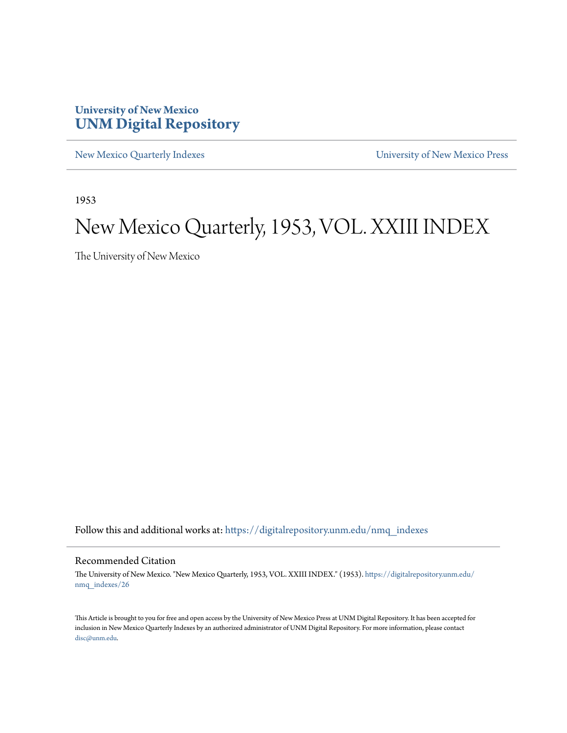University of New Mexico
**UNM Digital Repository**

New Mexico Quarterly Indexes

University of New Mexico Press

1953

# New Mexico Quarterly, 1953, VOL. XXIII INDEX

The University of New Mexico

Follow this and additional works at: https://digitalrepository.unm.edu/nmq_indexes

## Recommended Citation

The University of New Mexico. "New Mexico Quarterly, 1953, VOL. XXIII INDEX." (1953). https://digitalrepository.unm.edu/nmq_indexes/26

This Article is brought to you for free and open access by the University of New Mexico Press at UNM Digital Repository. It has been accepted for inclusion in New Mexico Quarterly Indexes by an authorized administrator of UNM Digital Repository. For more information, please contact disc@unm.edu.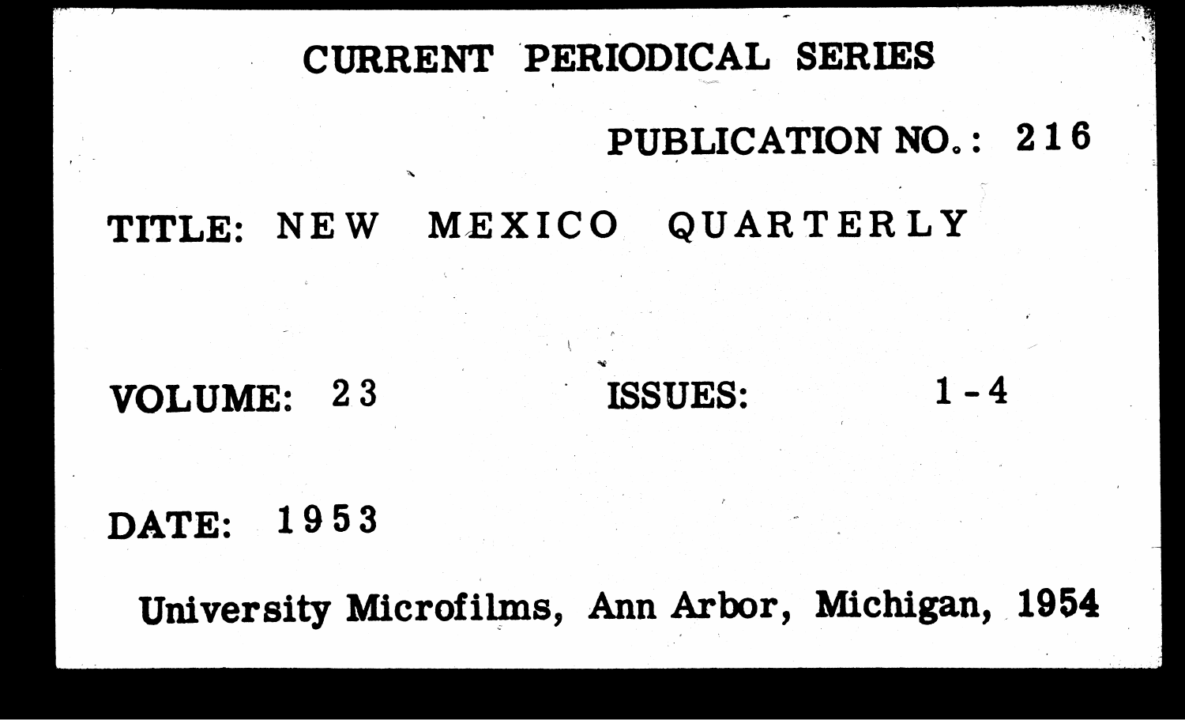# CURRENT PERIODICAL SERIES

PUBLICATION NO.: 216

TITLE: NEW MEXICO QUARTERLY

VOLUME: 23 ISSUES: 1-4

DATE: 1953

University Microfilms, Ann Arbor, Michigan, 1954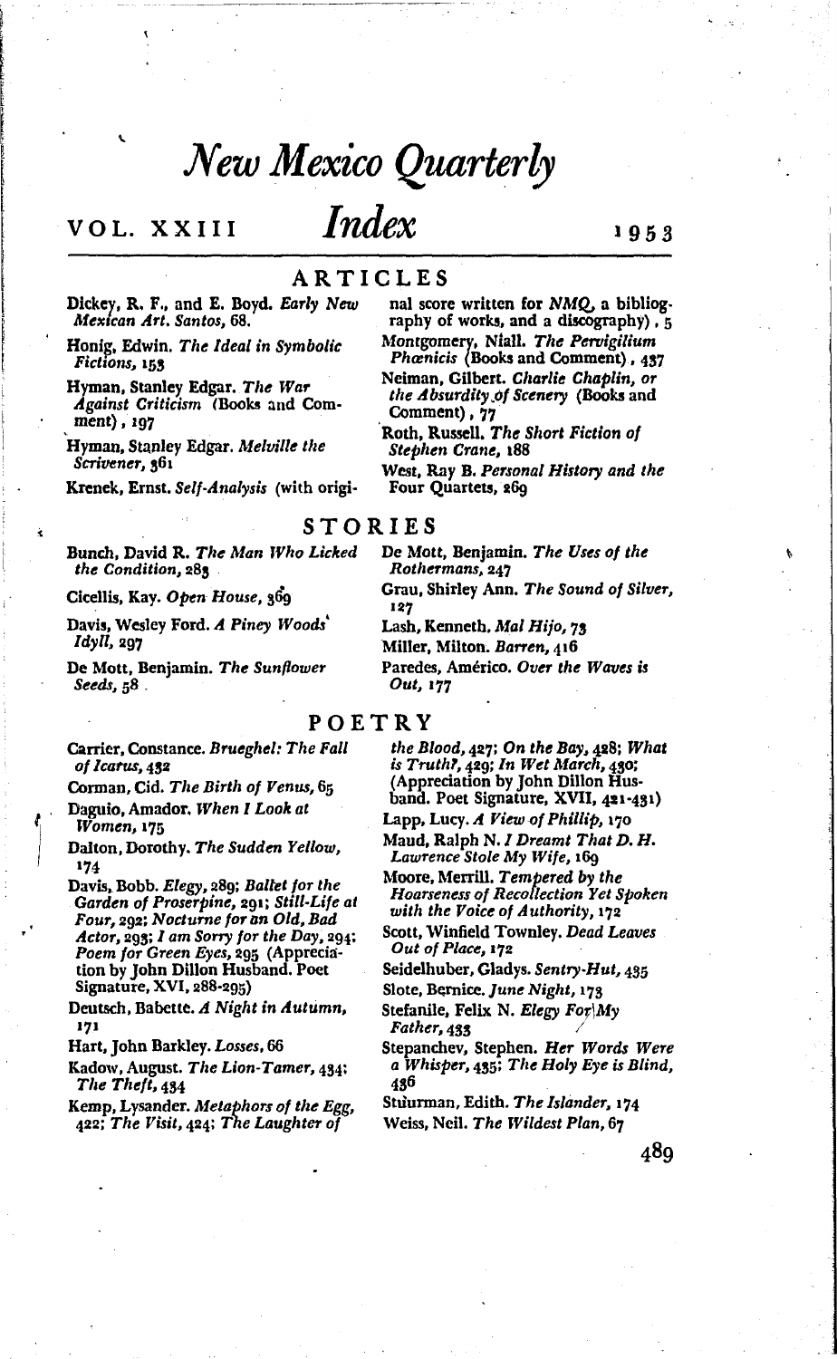# New Mexico Quarterly

## VOL. XXIII Index 1953

## ARTICLES

Dickey, R. F., and E. Boyd. *Early New Mexican Art. Santos,* 68.

Honig, Edwin. *The Ideal in Symbolic Fictions,* 153

Hyman, Stanley Edgar. *The War Against Criticism* (Books and Comment), 197

Hyman, Stanley Edgar. *Melville the Scrivener,* 361

Krenek, Ernst. *Self-Analysis* (with original score written for *NMQ,* a bibliography of works, and a discography), 5

Montgomery, Niall. *The Pervigilium Phœnicis* (Books and Comment), 437

Neiman, Gilbert. *Charlie Chaplin, or the Absurdity of Scenery* (Books and Comment), 77

Roth, Russell. *The Short Fiction of Stephen Crane,* 188

West, Ray B. *Personal History and the Four Quartets,* 269

## STORIES

Bunch, David R. *The Man Who Licked the Condition,* 283

Cicellis, Kay. *Open House,* 369

Davis, Wesley Ford. *A Piney Woods' Idyll,* 297

De Mott, Benjamin. *The Sunflower Seeds,* 58

De Mott, Benjamin. *The Uses of the Rothermans,* 247

Grau, Shirley Ann. *The Sound of Silver,* 127

Lash, Kenneth. *Mal Hijo,* 73

Miller, Milton. *Barren,* 416

Paredes, Américo. *Over the Waves is Out,* 177

## POETRY

Carrier, Constance. *Brueghel: The Fall of Icarus,* 432

Corman, Cid. *The Birth of Venus,* 65

Daguio, Amador. *When I Look at Women,* 175

Dalton, Dorothy. *The Sudden Yellow,* 174

Davis, Bobb. *Elegy,* 289; *Ballet for the Garden of Proserpine,* 291; *Still-Life at Four,* 292; *Nocturne for an Old, Bad Actor,* 293; *I am Sorry for the Day,* 294; *Poem for Green Eyes,* 295 (Appreciation by John Dillon Husband. Poet Signature, XVI, 288-295)

Deutsch, Babette. *A Night in Autumn,* 171

Hart, John Barkley. *Losses,* 66

Kadow, August. *The Lion-Tamer,* 434; *The Theft,* 434

Kemp, Lysander. *Metaphors of the Egg,* 422; *The Visit,* 424; *The Laughter of the Blood,* 427; *On the Bay,* 428; *What is Truth?,* 429; *In Wet March,* 430; (Appreciation by John Dillon Husband. Poet Signature, XVII, 421-431)

Lapp, Lucy. *A View of Phillip,* 170

Maud, Ralph N. *I Dreamt That D. H. Lawrence Stole My Wife,* 169

Moore, Merrill. *Tempered by the Hoarseness of Recollection Yet Spoken with the Voice of Authority,* 172

Scott, Winfield Townley. *Dead Leaves Out of Place,* 172

Seidelhuber, Gladys. *Sentry-Hut,* 435

Slote, Bernice. *June Night,* 173

Stefanile, Felix N. *Elegy For My Father,* 433

Stepanchev, Stephen. *Her Words Were a Whisper,* 435; *The Holy Eye is Blind,* 436

Stuurman, Edith. *The Islander,* 174

Weiss, Neil. *The Wildest Plan,* 67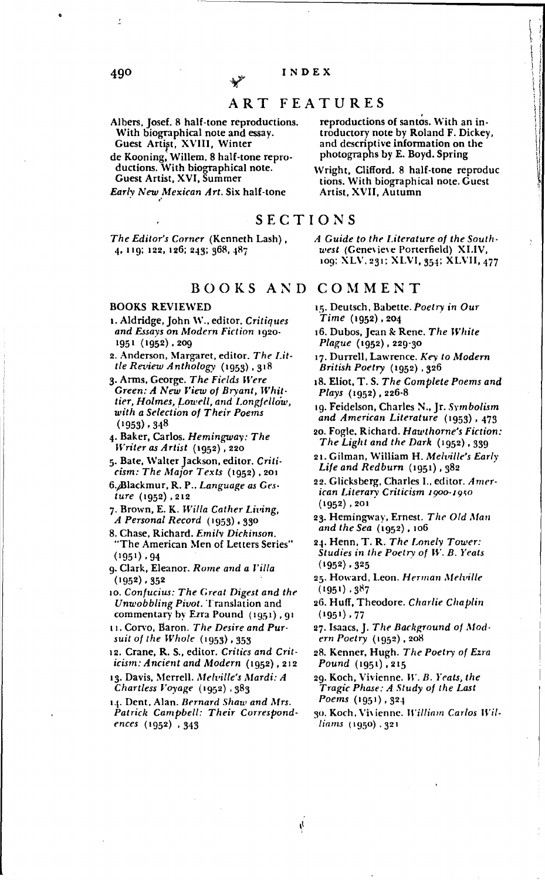INDEX

## ART FEATURES

Albers, Josef. 8 half-tone reproductions. With biographical note and essay. Guest Artist, XVIII, Winter

de Kooning, Willem. 8 half-tone reproductions. With biographical note. Guest Artist, XVI, Summer

*Early New Mexican Art.* Six half-tone reproductions of santos. With an introductory note by Roland F. Dickey, and descriptive information on the photographs by E. Boyd. Spring

Wright, Clifford. 8 half-tone reproductions. With biographical note. Guest Artist, XVII, Autumn

## SECTIONS

*The Editor's Corner* (Kenneth Lash), 4, 119; 122, 126; 243; 368, 487

*A Guide to the Literature of the Southwest* (Genevieve Porterfield) XLIV, 109; XLV, 231; XLVI, 354; XLVII, 477

## BOOKS AND COMMENT

BOOKS REVIEWED

1. Aldridge, John W., editor. *Critiques and Essays on Modern Fiction 1920-1951* (1952), 209
2. Anderson, Margaret, editor. *The Little Review Anthology* (1953), 318
3. Arms, George. *The Fields Were Green: A New View of Bryant, Whittier, Holmes, Lowell, and Longfellow, with a Selection of Their Poems* (1953), 348
4. Baker, Carlos. *Hemingway: The Writer as Artist* (1952), 220
5. Bate, Walter Jackson, editor. *Criticism: The Major Texts* (1952), 201
6. Blackmur, R. P., *Language as Gesture* (1952), 212
7. Brown, E. K. *Willa Cather Living, A Personal Record* (1953), 330
8. Chase, Richard. *Emily Dickinson.* "The American Men of Letters Series" (1951), 94
9. Clark, Eleanor. *Rome and a Villa* (1952), 352
10. *Confucius: The Great Digest and the Unwobbling Pivot.* Translation and commentary by Ezra Pound (1951), 91
11. Corvo, Baron. *The Desire and Pursuit of the Whole* (1953), 353
12. Crane, R. S., editor. *Critics and Criticism: Ancient and Modern* (1952), 212
13. Davis, Merrell. *Melville's Mardi: A Chartless Voyage* (1952), 383
14. Dent, Alan. *Bernard Shaw and Mrs. Patrick Campbell: Their Correspondences* (1952), 343
15. Deutsch, Babette. *Poetry in Our Time* (1952), 204
16. Dubos, Jean & Rene. *The White Plague* (1952), 229-30
17. Durrell, Lawrence. *Key to Modern British Poetry* (1952), 326
18. Eliot, T. S. *The Complete Poems and Plays* (1952), 226-8
19. Feidelson, Charles N., Jr. *Symbolism and American Literature* (1953), 473
20. Fogle, Richard. *Hawthorne's Fiction: The Light and the Dark* (1952), 339
21. Gilman, William H. *Melville's Early Life and Redburn* (1951), 382
22. Glicksberg, Charles I., editor. *American Literary Criticism 1900-1950* (1952), 201
23. Hemingway, Ernest. *The Old Man and the Sea* (1952), 106
24. Henn, T. R. *The Lonely Tower: Studies in the Poetry of W. B. Yeats* (1952), 325
25. Howard, Leon. *Herman Melville* (1951), 387
26. Huff, Theodore. *Charlie Chaplin* (1951), 77
27. Isaacs, J. *The Background of Modern Poetry* (1952), 208
28. Kenner, Hugh. *The Poetry of Ezra Pound* (1951), 215
29. Koch, Vivienne. *W. B. Yeats, the Tragic Phase: A Study of the Last Poems* (1951), 324
30. Koch, Vivienne. *William Carlos Williams* (1950), 321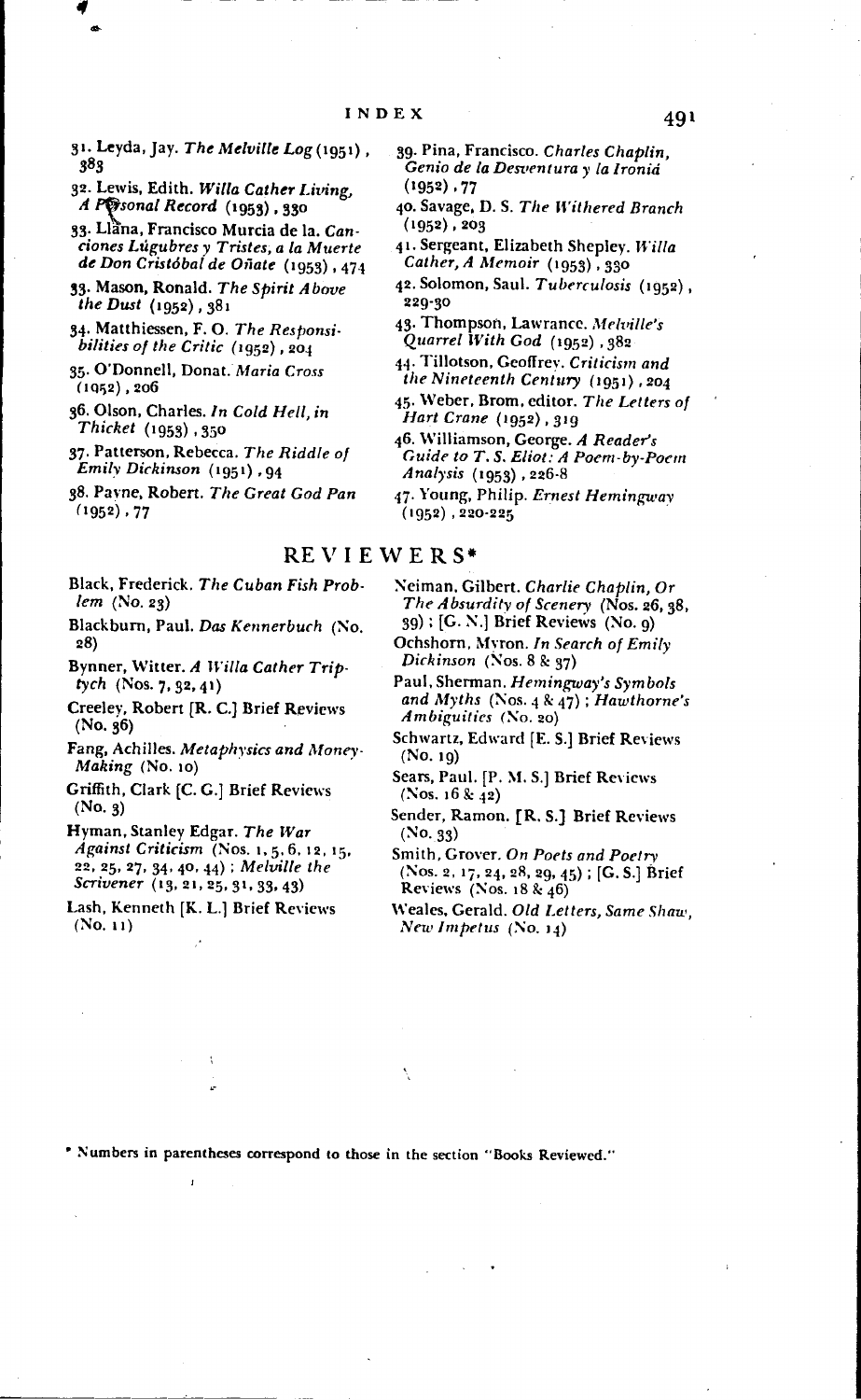31. Leyda, Jay. *The Melville Log* (1951), 383

32. Lewis, Edith. *Willa Cather Living, A Personal Record* (1953), 330

33. Llana, Francisco Murcia de la. *Canciones Lúgubres y Tristes, a la Muerte de Don Cristóbal de Oñate* (1953), 474

33. Mason, Ronald. *The Spirit Above the Dust* (1952), 381

34. Matthiessen, F. O. *The Responsibilities of the Critic* (1952), 204

35. O'Donnell, Donat. *Maria Cross* (1952), 206

36. Olson, Charles. *In Cold Hell, in Thicket* (1953), 350

37. Patterson, Rebecca. *The Riddle of Emily Dickinson* (1951), 94

38. Payne, Robert. *The Great God Pan* (1952), 77

39. Pina, Francisco. *Charles Chaplin, Genio de la Desventura y la Ironiá* (1952), 77

40. Savage, D. S. *The Withered Branch* (1952), 203

41. Sergeant, Elizabeth Shepley. *Willa Cather, A Memoir* (1953), 330

42. Solomon, Saul. *Tuberculosis* (1952), 229-30

43. Thompson, Lawrance. *Melville's Quarrel With God* (1952), 382

44. Tillotson, Geoffrey. *Criticism and the Nineteenth Century* (1951), 204

45. Weber, Brom, editor. *The Letters of Hart Crane* (1952), 319

46. Williamson, George. *A Reader's Guide to T. S. Eliot: A Poem-by-Poem Analysis* (1953), 226-8

47. Young, Philip. *Ernest Hemingway* (1952), 220-225

## REVIEWERS*

Black, Frederick. *The Cuban Fish Problem* (No. 23)

Blackburn, Paul. *Das Kennerbuch* (No. 28)

Bynner, Witter. *A Willa Cather Triptych* (Nos. 7, 32, 41)

Creeley, Robert [R. C.] Brief Reviews (No. 36)

Fang, Achilles. *Metaphysics and Money-Making* (No. 10)

Griffith, Clark [C. G.] Brief Reviews (No. 3)

Hyman, Stanley Edgar. *The War Against Criticism* (Nos. 1, 5, 6, 12, 15, 22, 25, 27, 34, 40, 44); *Melville the Scrivener* (13, 21, 25, 31, 33, 43)

Lash, Kenneth [K. L.] Brief Reviews (No. 11)

Neiman, Gilbert. *Charlie Chaplin, Or The Absurdity of Scenery* (Nos. 26, 38, 39); [G. N.] Brief Reviews (No. 9)

Ochshorn, Myron. *In Search of Emily Dickinson* (Nos. 8 & 37)

Paul, Sherman. *Hemingway's Symbols and Myths* (Nos. 4 & 47); *Hawthorne's Ambiguities* (No. 20)

Schwartz, Edward [E. S.] Brief Reviews (No. 19)

Sears, Paul. [P. M. S.] Brief Reviews (Nos. 16 & 42)

Sender, Ramon. [R. S.] Brief Reviews (No. 33)

Smith, Grover. *On Poets and Poetry* (Nos. 2, 17, 24, 28, 29, 45); [G. S.] Brief Reviews (Nos. 18 & 46)

Weales, Gerald. *Old Letters, Same Shaw, New Impetus* (No. 14)

* Numbers in parentheses correspond to those in the section "Books Reviewed."